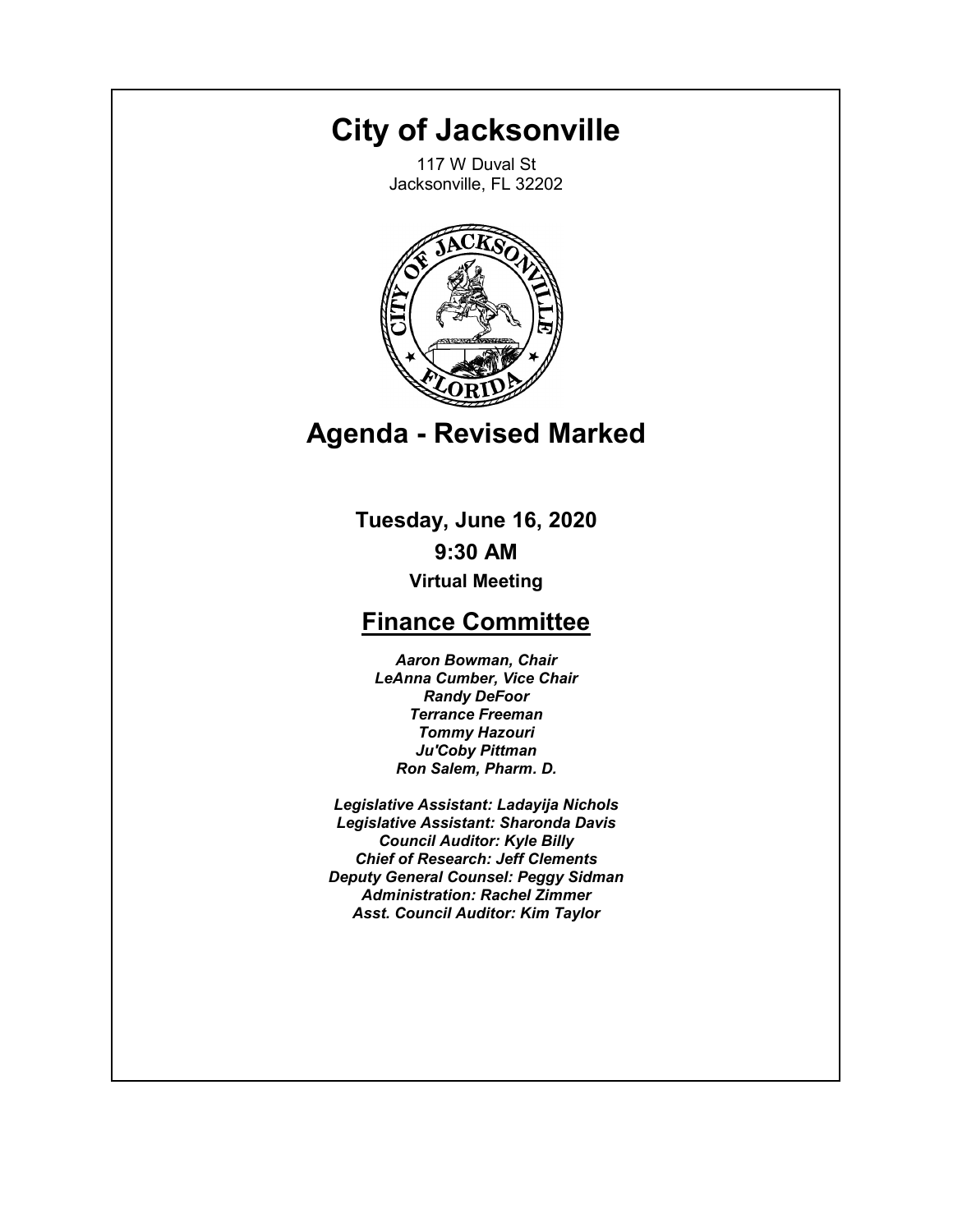# City of Jacksonville

117 W Duval St
Jacksonville, FL 32202

## Agenda - Revised Marked

**Tuesday, June 16, 2020**

**9:30 AM**

**Virtual Meeting**

## Finance Committee

***Aaron Bowman, Chair***
***LeAnna Cumber, Vice Chair***
***Randy DeFoor***
***Terrance Freeman***
***Tommy Hazouri***
***Ju'Coby Pittman***
***Ron Salem, Pharm. D.***

***Legislative Assistant: Ladayija Nichols***
***Legislative Assistant: Sharonda Davis***
***Council Auditor: Kyle Billy***
***Chief of Research: Jeff Clements***
***Deputy General Counsel: Peggy Sidman***
***Administration: Rachel Zimmer***
***Asst. Council Auditor: Kim Taylor***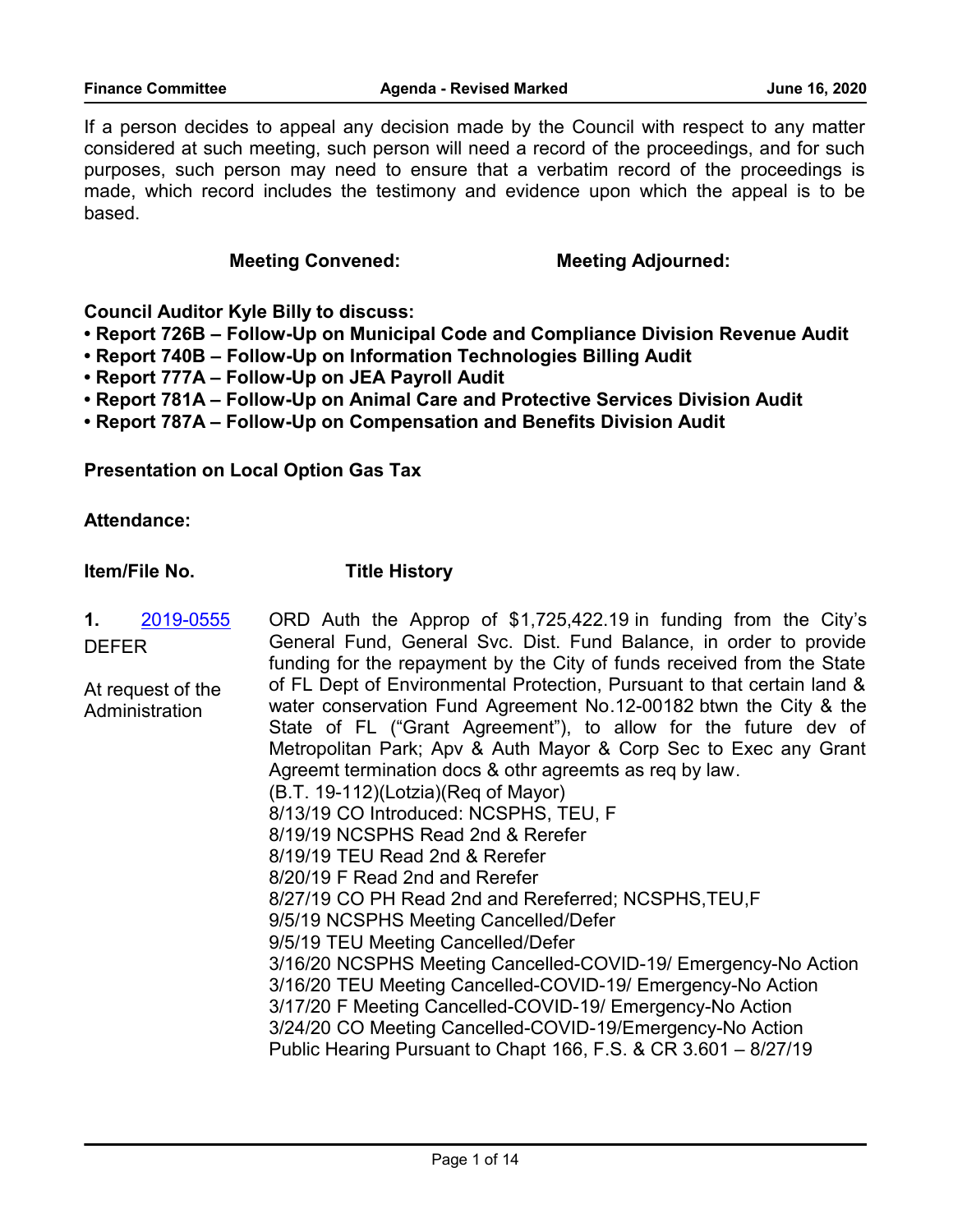If a person decides to appeal any decision made by the Council with respect to any matter considered at such meeting, such person will need a record of the proceedings, and for such purposes, such person may need to ensure that a verbatim record of the proceedings is made, which record includes the testimony and evidence upon which the appeal is to be based.

**Meeting Convened:** **Meeting Adjourned:**

**Council Auditor Kyle Billy to discuss:**

- **Report 726B – Follow-Up on Municipal Code and Compliance Division Revenue Audit**
- **Report 740B – Follow-Up on Information Technologies Billing Audit**
- **Report 777A – Follow-Up on JEA Payroll Audit**
- **Report 781A – Follow-Up on Animal Care and Protective Services Division Audit**
- **Report 787A – Follow-Up on Compensation and Benefits Division Audit**

**Presentation on Local Option Gas Tax**

**Attendance:**

| **Item/File No.** | **Title History** |
|---|---|
| **1.** 2019-0555<br>DEFER<br><br>At request of the Administration | ORD Auth the Approp of $1,725,422.19 in funding from the City's General Fund, General Svc. Dist. Fund Balance, in order to provide funding for the repayment by the City of funds received from the State of FL Dept of Environmental Protection, Pursuant to that certain land & water conservation Fund Agreement No.12-00182 btwn the City & the State of FL ("Grant Agreement"), to allow for the future dev of Metropolitan Park; Apv & Auth Mayor & Corp Sec to Exec any Grant Agreemt termination docs & othr agreemts as req by law.<br>(B.T. 19-112)(Lotzia)(Req of Mayor)<br>8/13/19 CO Introduced: NCSPHS, TEU, F<br>8/19/19 NCSPHS Read 2nd & Rerefer<br>8/19/19 TEU Read 2nd & Rerefer<br>8/20/19 F Read 2nd and Rerefer<br>8/27/19 CO PH Read 2nd and Rereferred; NCSPHS,TEU,F<br>9/5/19 NCSPHS Meeting Cancelled/Defer<br>9/5/19 TEU Meeting Cancelled/Defer<br>3/16/20 NCSPHS Meeting Cancelled-COVID-19/ Emergency-No Action<br>3/16/20 TEU Meeting Cancelled-COVID-19/ Emergency-No Action<br>3/17/20 F Meeting Cancelled-COVID-19/ Emergency-No Action<br>3/24/20 CO Meeting Cancelled-COVID-19/Emergency-No Action<br>Public Hearing Pursuant to Chapt 166, F.S. & CR 3.601 – 8/27/19 |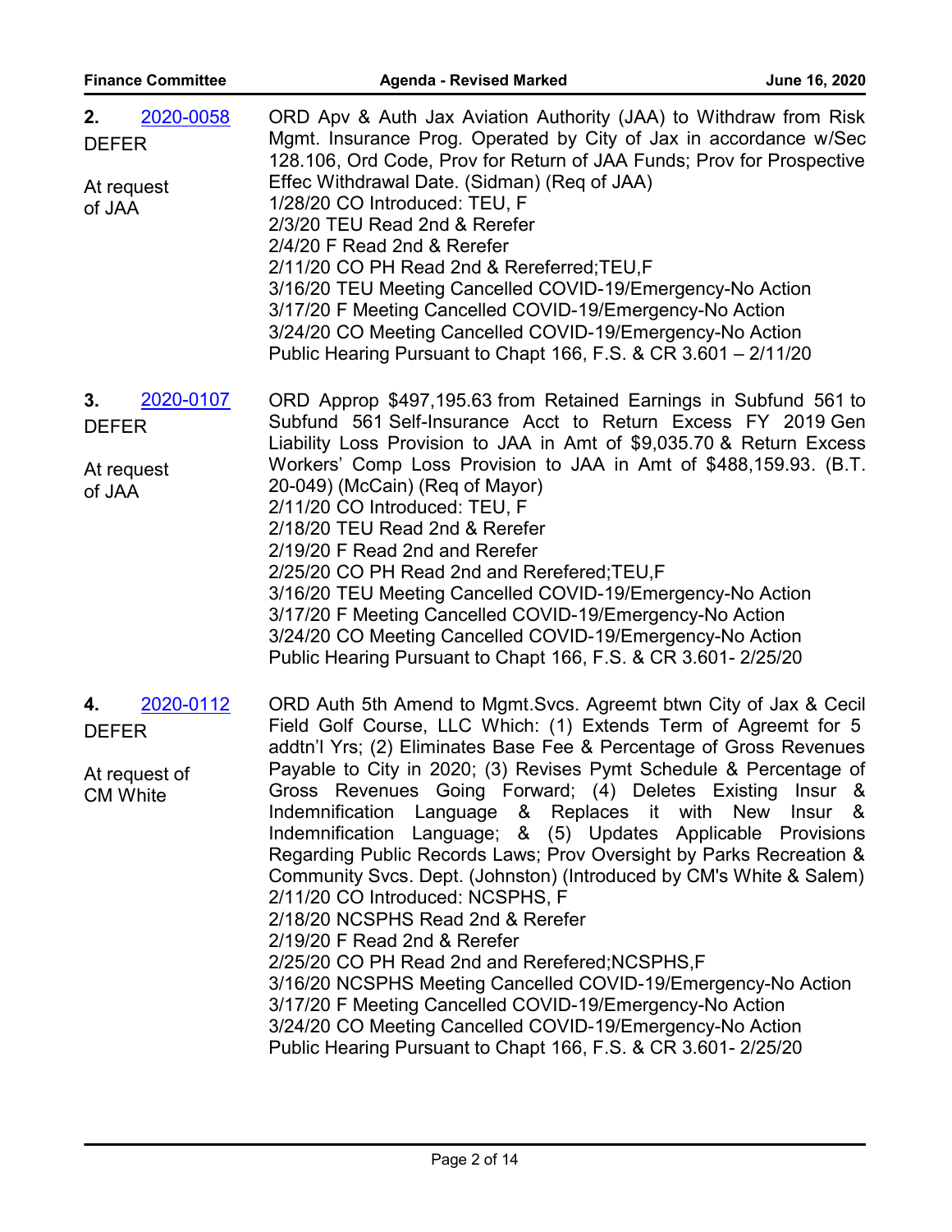**2.** 2020-0058
DEFER

At request of JAA

ORD Apv & Auth Jax Aviation Authority (JAA) to Withdraw from Risk Mgmt. Insurance Prog. Operated by City of Jax in accordance w/Sec 128.106, Ord Code, Prov for Return of JAA Funds; Prov for Prospective Effec Withdrawal Date. (Sidman) (Req of JAA)
1/28/20 CO Introduced: TEU, F
2/3/20 TEU Read 2nd & Rerefer
2/4/20 F Read 2nd & Rerefer
2/11/20 CO PH Read 2nd & Rereferred;TEU,F
3/16/20 TEU Meeting Cancelled COVID-19/Emergency-No Action
3/17/20 F Meeting Cancelled COVID-19/Emergency-No Action
3/24/20 CO Meeting Cancelled COVID-19/Emergency-No Action
Public Hearing Pursuant to Chapt 166, F.S. & CR 3.601 – 2/11/20

**3.** 2020-0107
DEFER

At request of JAA

ORD Approp $497,195.63 from Retained Earnings in Subfund 561 to Subfund 561 Self-Insurance Acct to Return Excess FY 2019 Gen Liability Loss Provision to JAA in Amt of $9,035.70 & Return Excess Workers' Comp Loss Provision to JAA in Amt of $488,159.93. (B.T. 20-049) (McCain) (Req of Mayor)
2/11/20 CO Introduced: TEU, F
2/18/20 TEU Read 2nd & Rerefer
2/19/20 F Read 2nd and Rerefer
2/25/20 CO PH Read 2nd and Rerefered;TEU,F
3/16/20 TEU Meeting Cancelled COVID-19/Emergency-No Action
3/17/20 F Meeting Cancelled COVID-19/Emergency-No Action
3/24/20 CO Meeting Cancelled COVID-19/Emergency-No Action
Public Hearing Pursuant to Chapt 166, F.S. & CR 3.601- 2/25/20

**4.** 2020-0112
DEFER

At request of CM White

ORD Auth 5th Amend to Mgmt.Svcs. Agreemt btwn City of Jax & Cecil Field Golf Course, LLC Which: (1) Extends Term of Agreemt for 5 addtn'l Yrs; (2) Eliminates Base Fee & Percentage of Gross Revenues Payable to City in 2020; (3) Revises Pymt Schedule & Percentage of Gross Revenues Going Forward; (4) Deletes Existing Insur & Indemnification Language & Replaces it with New Insur & Indemnification Language; & (5) Updates Applicable Provisions Regarding Public Records Laws; Prov Oversight by Parks Recreation & Community Svcs. Dept. (Johnston) (Introduced by CM's White & Salem)
2/11/20 CO Introduced: NCSPHS, F
2/18/20 NCSPHS Read 2nd & Rerefer
2/19/20 F Read 2nd & Rerefer
2/25/20 CO PH Read 2nd and Rerefered;NCSPHS,F
3/16/20 NCSPHS Meeting Cancelled COVID-19/Emergency-No Action
3/17/20 F Meeting Cancelled COVID-19/Emergency-No Action
3/24/20 CO Meeting Cancelled COVID-19/Emergency-No Action
Public Hearing Pursuant to Chapt 166, F.S. & CR 3.601- 2/25/20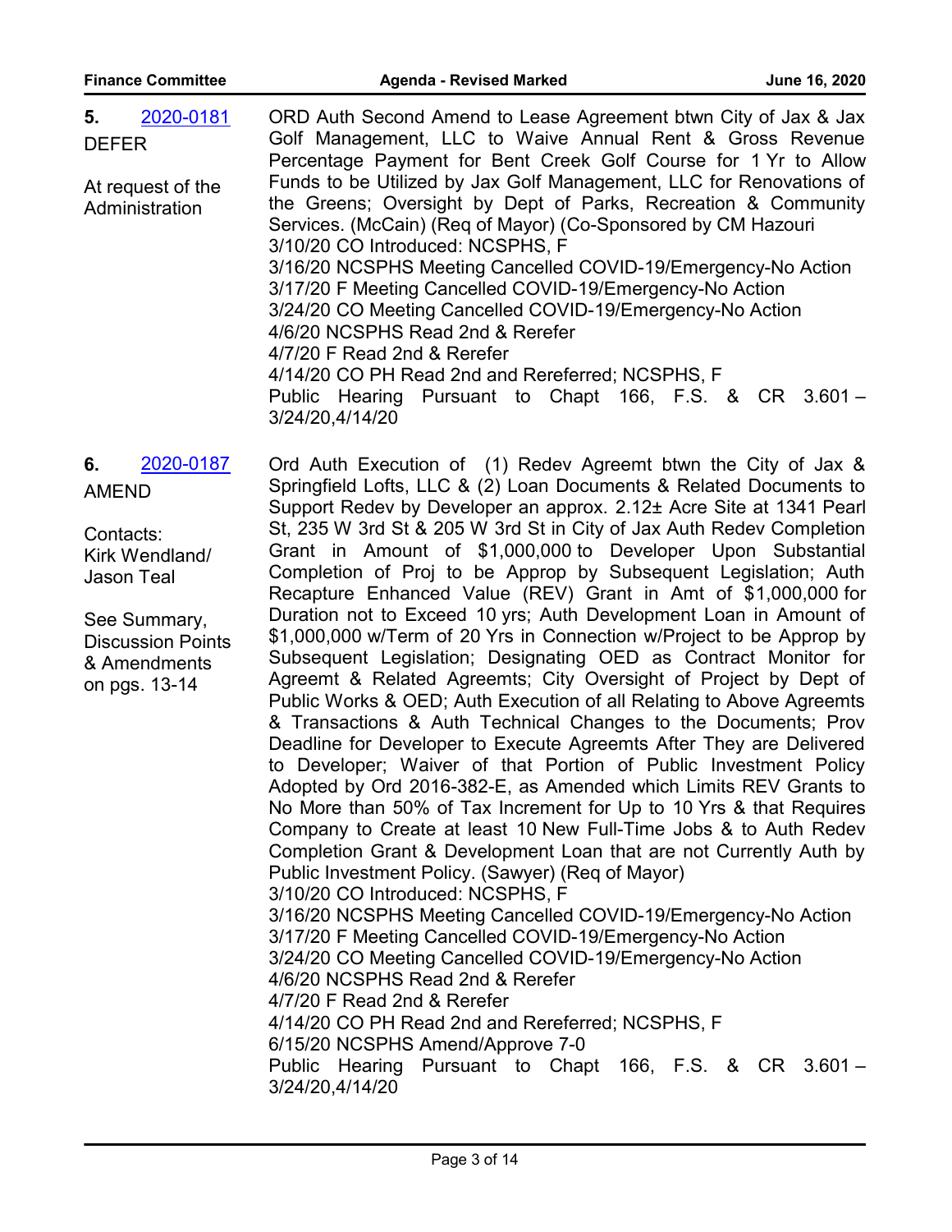**5.** 2020-0181
DEFER

At request of the Administration

ORD Auth Second Amend to Lease Agreement btwn City of Jax & Jax Golf Management, LLC to Waive Annual Rent & Gross Revenue Percentage Payment for Bent Creek Golf Course for 1 Yr to Allow Funds to be Utilized by Jax Golf Management, LLC for Renovations of the Greens; Oversight by Dept of Parks, Recreation & Community Services. (McCain) (Req of Mayor) (Co-Sponsored by CM Hazouri

3/10/20 CO Introduced: NCSPHS, F
3/16/20 NCSPHS Meeting Cancelled COVID-19/Emergency-No Action
3/17/20 F Meeting Cancelled COVID-19/Emergency-No Action
3/24/20 CO Meeting Cancelled COVID-19/Emergency-No Action
4/6/20 NCSPHS Read 2nd & Rerefer
4/7/20 F Read 2nd & Rerefer
4/14/20 CO PH Read 2nd and Rereferred; NCSPHS, F
Public Hearing Pursuant to Chapt 166, F.S. & CR 3.601 – 3/24/20,4/14/20

**6.** 2020-0187
AMEND

Contacts:
Kirk Wendland/
Jason Teal

See Summary, Discussion Points & Amendments on pgs. 13-14

Ord Auth Execution of (1) Redev Agreemt btwn the City of Jax & Springfield Lofts, LLC & (2) Loan Documents & Related Documents to Support Redev by Developer an approx. 2.12± Acre Site at 1341 Pearl St, 235 W 3rd St & 205 W 3rd St in City of Jax Auth Redev Completion Grant in Amount of $1,000,000 to Developer Upon Substantial Completion of Proj to be Approp by Subsequent Legislation; Auth Recapture Enhanced Value (REV) Grant in Amt of $1,000,000 for Duration not to Exceed 10 yrs; Auth Development Loan in Amount of $1,000,000 w/Term of 20 Yrs in Connection w/Project to be Approp by Subsequent Legislation; Designating OED as Contract Monitor for Agreemt & Related Agreemts; City Oversight of Project by Dept of Public Works & OED; Auth Execution of all Relating to Above Agreemts & Transactions & Auth Technical Changes to the Documents; Prov Deadline for Developer to Execute Agreemts After They are Delivered to Developer; Waiver of that Portion of Public Investment Policy Adopted by Ord 2016-382-E, as Amended which Limits REV Grants to No More than 50% of Tax Increment for Up to 10 Yrs & that Requires Company to Create at least 10 New Full-Time Jobs & to Auth Redev Completion Grant & Development Loan that are not Currently Auth by Public Investment Policy. (Sawyer) (Req of Mayor)

3/10/20 CO Introduced: NCSPHS, F
3/16/20 NCSPHS Meeting Cancelled COVID-19/Emergency-No Action
3/17/20 F Meeting Cancelled COVID-19/Emergency-No Action
3/24/20 CO Meeting Cancelled COVID-19/Emergency-No Action
4/6/20 NCSPHS Read 2nd & Rerefer
4/7/20 F Read 2nd & Rerefer
4/14/20 CO PH Read 2nd and Rereferred; NCSPHS, F
6/15/20 NCSPHS Amend/Approve 7-0
Public Hearing Pursuant to Chapt 166, F.S. & CR 3.601 – 3/24/20,4/14/20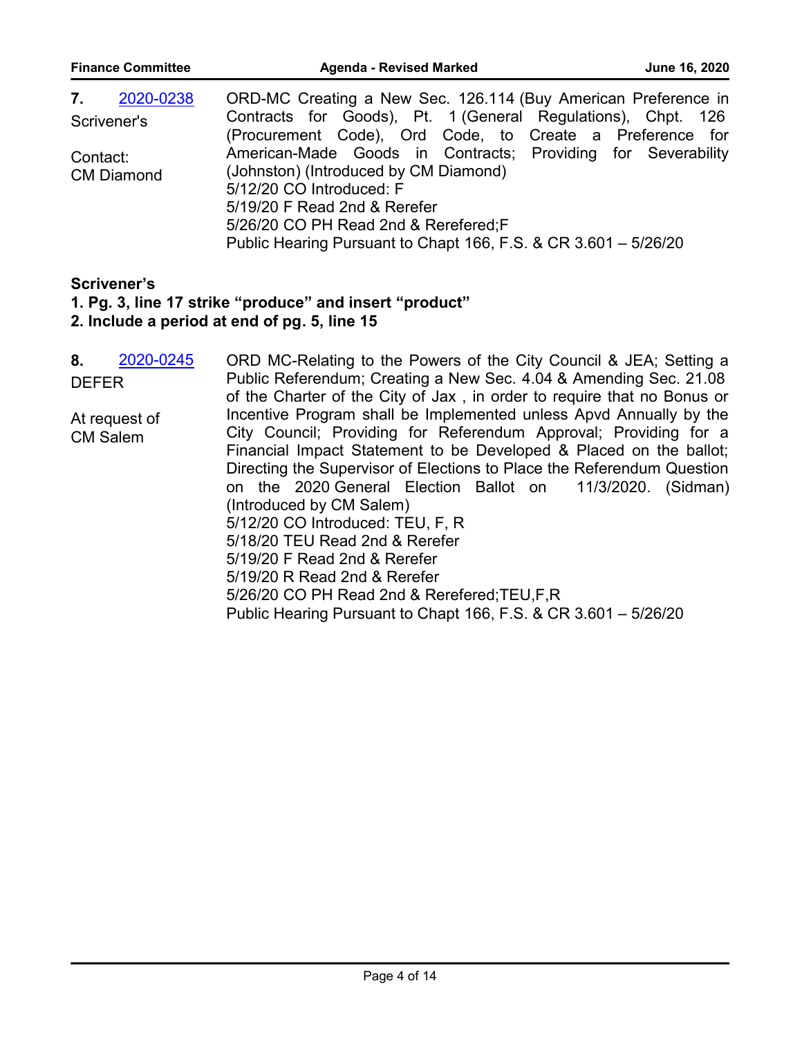| | |
|---|---|
| **7.** 2020-0238<br>Scrivener's<br><br>Contact:<br>CM Diamond | ORD-MC Creating a New Sec. 126.114 (Buy American Preference in Contracts for Goods), Pt. 1 (General Regulations), Chpt. 126 (Procurement Code), Ord Code, to Create a Preference for American-Made Goods in Contracts; Providing for Severability (Johnston) (Introduced by CM Diamond)<br>5/12/20 CO Introduced: F<br>5/19/20 F Read 2nd & Rerefer<br>5/26/20 CO PH Read 2nd & Rerefered;F<br>Public Hearing Pursuant to Chapt 166, F.S. & CR 3.601 – 5/26/20 |

**Scrivener's**

**1. Pg. 3, line 17 strike "produce" and insert "product"**

**2. Include a period at end of pg. 5, line 15**

| | |
|---|---|
| **8.** 2020-0245<br>DEFER<br><br>At request of<br>CM Salem | ORD MC-Relating to the Powers of the City Council & JEA; Setting a Public Referendum; Creating a New Sec. 4.04 & Amending Sec. 21.08 of the Charter of the City of Jax , in order to require that no Bonus or Incentive Program shall be Implemented unless Apvd Annually by the City Council; Providing for Referendum Approval; Providing for a Financial Impact Statement to be Developed & Placed on the ballot; Directing the Supervisor of Elections to Place the Referendum Question on the 2020 General Election Ballot on 11/3/2020. (Sidman) (Introduced by CM Salem)<br>5/12/20 CO Introduced: TEU, F, R<br>5/18/20 TEU Read 2nd & Rerefer<br>5/19/20 F Read 2nd & Rerefer<br>5/19/20 R Read 2nd & Rerefer<br>5/26/20 CO PH Read 2nd & Rerefered;TEU,F,R<br>Public Hearing Pursuant to Chapt 166, F.S. & CR 3.601 – 5/26/20 |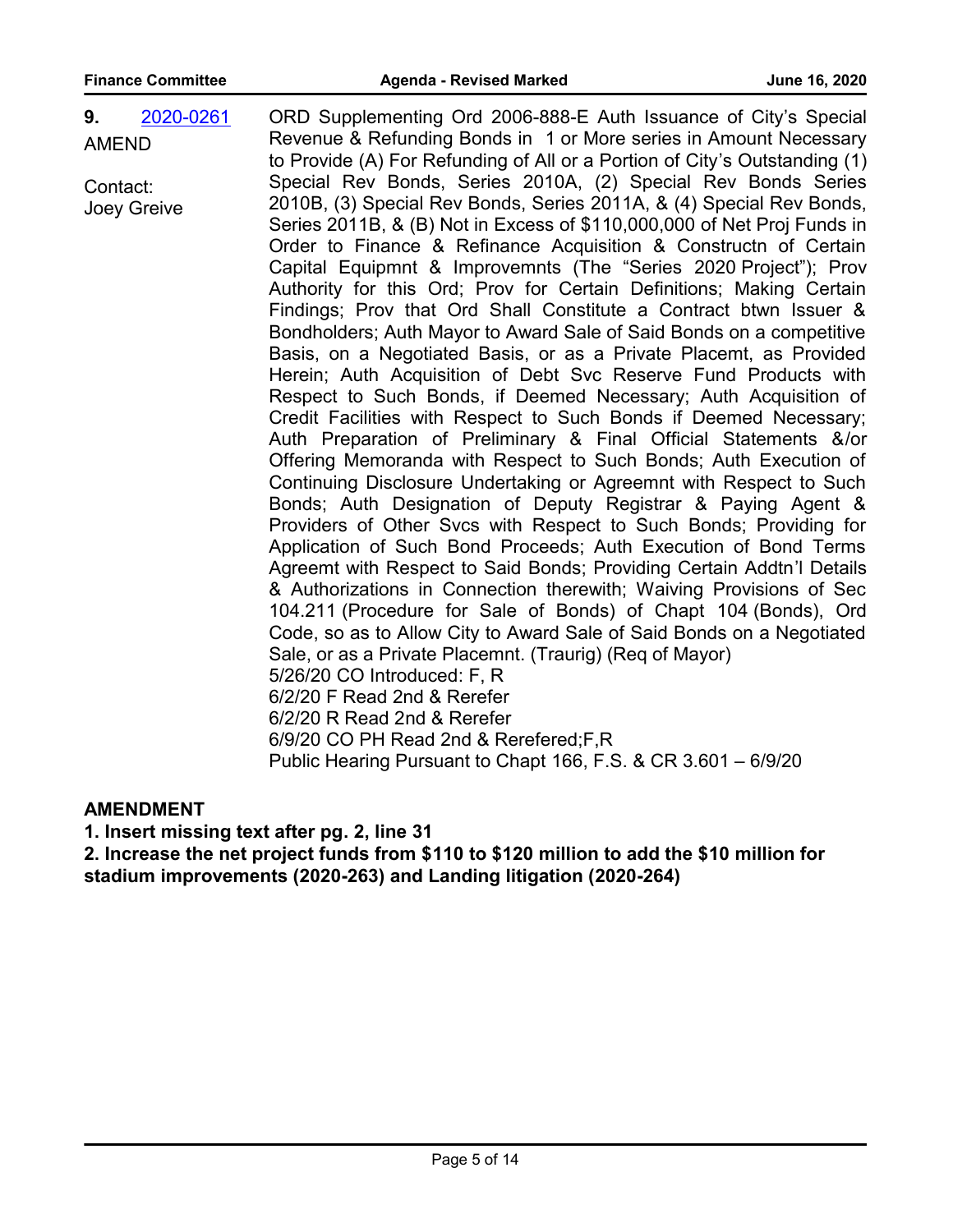**9.** 2020-0261

AMEND

Contact:
Joey Greive

ORD Supplementing Ord 2006-888-E Auth Issuance of City's Special Revenue & Refunding Bonds in 1 or More series in Amount Necessary to Provide (A) For Refunding of All or a Portion of City's Outstanding (1) Special Rev Bonds, Series 2010A, (2) Special Rev Bonds Series 2010B, (3) Special Rev Bonds, Series 2011A, & (4) Special Rev Bonds, Series 2011B, & (B) Not in Excess of $110,000,000 of Net Proj Funds in Order to Finance & Refinance Acquisition & Constructn of Certain Capital Equipmnt & Improvemnts (The "Series 2020 Project"); Prov Authority for this Ord; Prov for Certain Definitions; Making Certain Findings; Prov that Ord Shall Constitute a Contract btwn Issuer & Bondholders; Auth Mayor to Award Sale of Said Bonds on a competitive Basis, on a Negotiated Basis, or as a Private Placemt, as Provided Herein; Auth Acquisition of Debt Svc Reserve Fund Products with Respect to Such Bonds, if Deemed Necessary; Auth Acquisition of Credit Facilities with Respect to Such Bonds if Deemed Necessary; Auth Preparation of Preliminary & Final Official Statements &/or Offering Memoranda with Respect to Such Bonds; Auth Execution of Continuing Disclosure Undertaking or Agreemnt with Respect to Such Bonds; Auth Designation of Deputy Registrar & Paying Agent & Providers of Other Svcs with Respect to Such Bonds; Providing for Application of Such Bond Proceeds; Auth Execution of Bond Terms Agreemt with Respect to Said Bonds; Providing Certain Addtn'l Details & Authorizations in Connection therewith; Waiving Provisions of Sec 104.211 (Procedure for Sale of Bonds) of Chapt 104 (Bonds), Ord Code, so as to Allow City to Award Sale of Said Bonds on a Negotiated Sale, or as a Private Placemnt. (Traurig) (Req of Mayor)

5/26/20 CO Introduced: F, R

6/2/20 F Read 2nd & Rerefer

6/2/20 R Read 2nd & Rerefer

6/9/20 CO PH Read 2nd & Rerefered;F,R

Public Hearing Pursuant to Chapt 166, F.S. & CR 3.601 – 6/9/20

**AMENDMENT**

**1. Insert missing text after pg. 2, line 31**

**2. Increase the net project funds from $110 to $120 million to add the $10 million for stadium improvements (2020-263) and Landing litigation (2020-264)**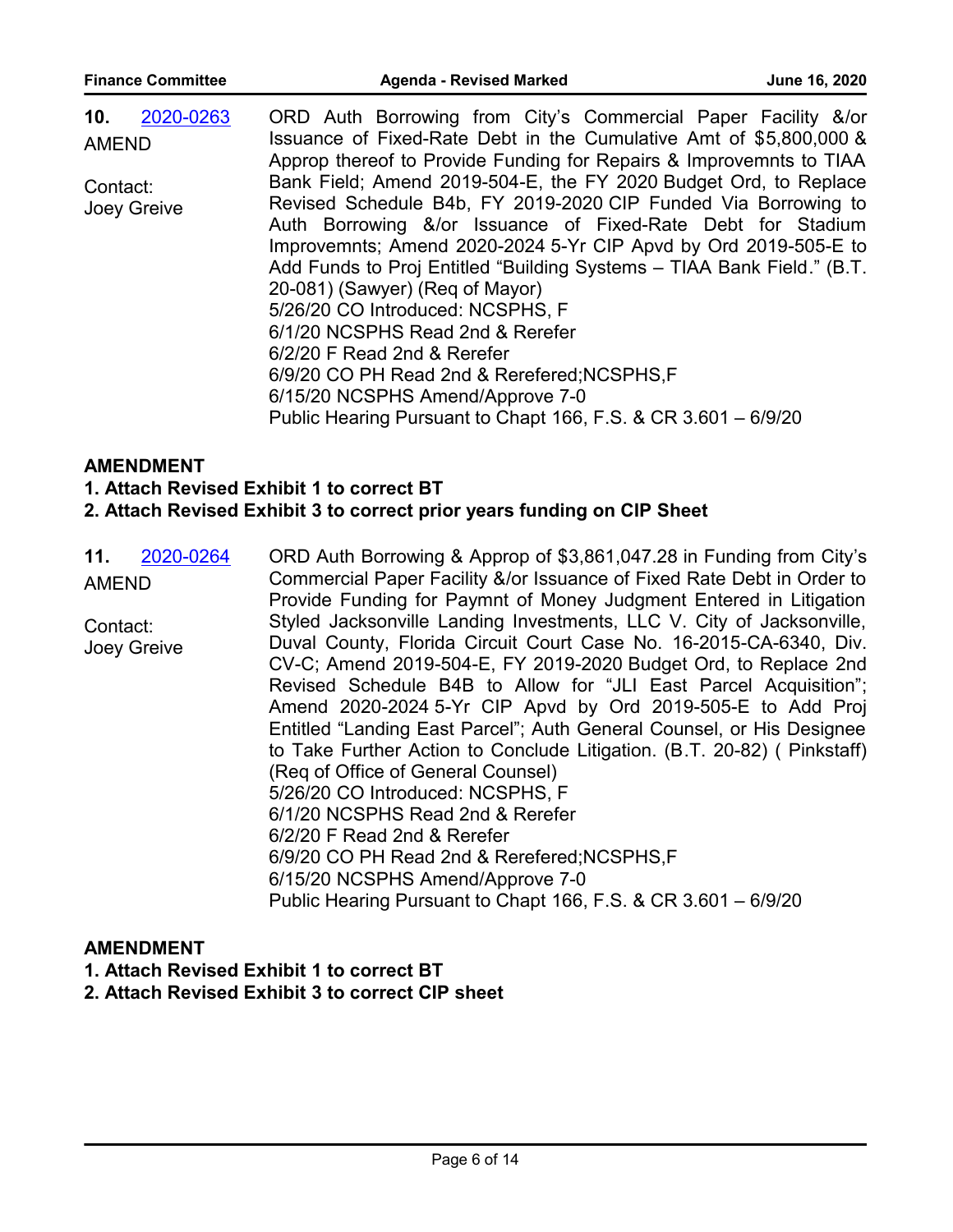**10.** [2020-0263](2020-0263)
AMEND

Contact:
Joey Greive

ORD Auth Borrowing from City's Commercial Paper Facility &/or Issuance of Fixed-Rate Debt in the Cumulative Amt of $5,800,000 & Approp thereof to Provide Funding for Repairs & Improvemnts to TIAA Bank Field; Amend 2019-504-E, the FY 2020 Budget Ord, to Replace Revised Schedule B4b, FY 2019-2020 CIP Funded Via Borrowing to Auth Borrowing &/or Issuance of Fixed-Rate Debt for Stadium Improvemnts; Amend 2020-2024 5-Yr CIP Apvd by Ord 2019-505-E to Add Funds to Proj Entitled "Building Systems – TIAA Bank Field." (B.T. 20-081) (Sawyer) (Req of Mayor)
5/26/20 CO Introduced: NCSPHS, F
6/1/20 NCSPHS Read 2nd & Rerefer
6/2/20 F Read 2nd & Rerefer
6/9/20 CO PH Read 2nd & Rerefered;NCSPHS,F
6/15/20 NCSPHS Amend/Approve 7-0
Public Hearing Pursuant to Chapt 166, F.S. & CR 3.601 – 6/9/20

**AMENDMENT**
**1. Attach Revised Exhibit 1 to correct BT**
**2. Attach Revised Exhibit 3 to correct prior years funding on CIP Sheet**

**11.** [2020-0264](2020-0264)
AMEND

Contact:
Joey Greive

ORD Auth Borrowing & Approp of $3,861,047.28 in Funding from City's Commercial Paper Facility &/or Issuance of Fixed Rate Debt in Order to Provide Funding for Paymnt of Money Judgment Entered in Litigation Styled Jacksonville Landing Investments, LLC V. City of Jacksonville, Duval County, Florida Circuit Court Case No. 16-2015-CA-6340, Div. CV-C; Amend 2019-504-E, FY 2019-2020 Budget Ord, to Replace 2nd Revised Schedule B4B to Allow for "JLI East Parcel Acquisition"; Amend 2020-2024 5-Yr CIP Apvd by Ord 2019-505-E to Add Proj Entitled "Landing East Parcel"; Auth General Counsel, or His Designee to Take Further Action to Conclude Litigation. (B.T. 20-82) ( Pinkstaff) (Req of Office of General Counsel)
5/26/20 CO Introduced: NCSPHS, F
6/1/20 NCSPHS Read 2nd & Rerefer
6/2/20 F Read 2nd & Rerefer
6/9/20 CO PH Read 2nd & Rerefered;NCSPHS,F
6/15/20 NCSPHS Amend/Approve 7-0
Public Hearing Pursuant to Chapt 166, F.S. & CR 3.601 – 6/9/20

**AMENDMENT**
**1. Attach Revised Exhibit 1 to correct BT**
**2. Attach Revised Exhibit 3 to correct CIP sheet**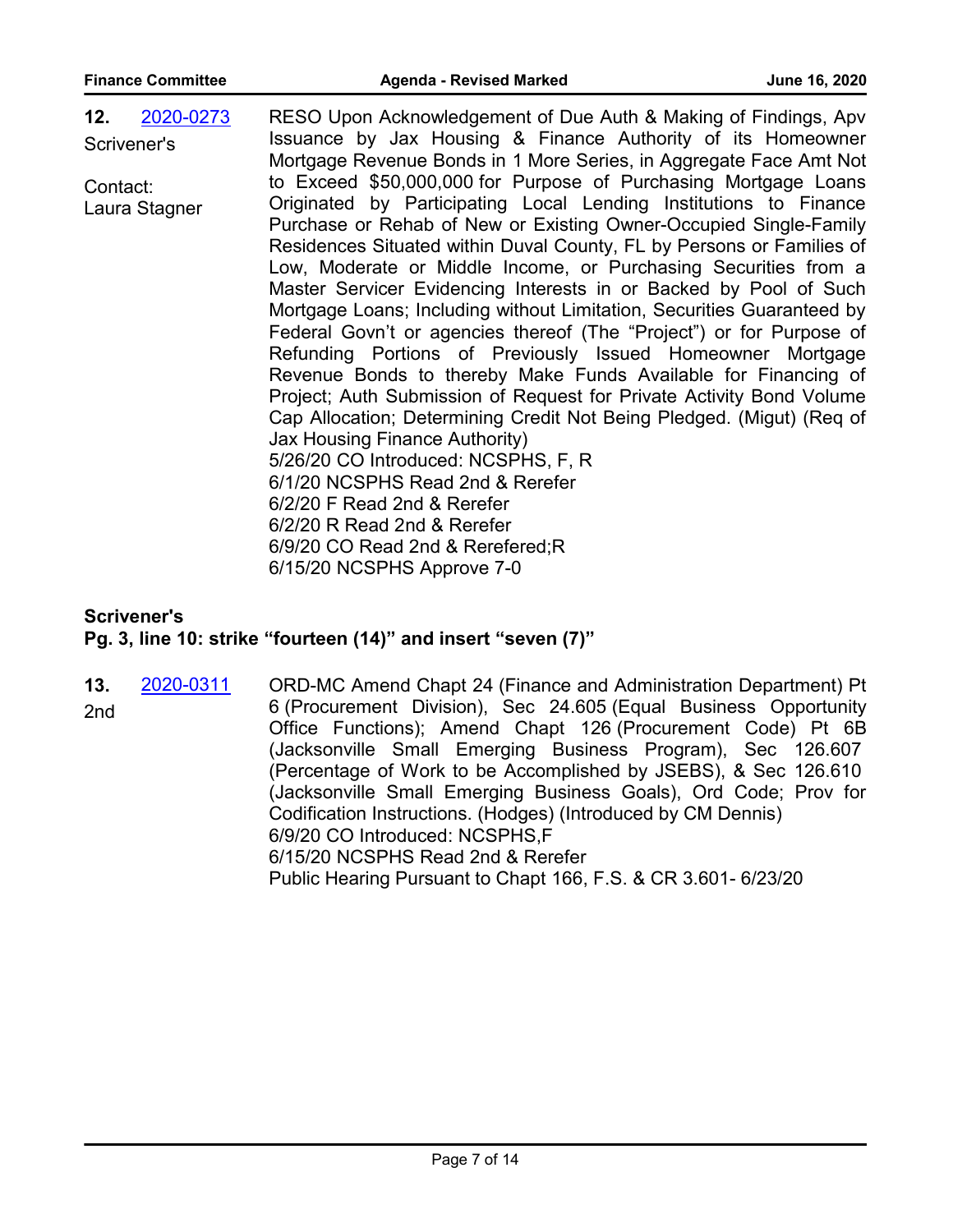**12.** [2020-0273](2020-0273)

Scrivener's

Contact: Laura Stagner

RESO Upon Acknowledgement of Due Auth & Making of Findings, Apv Issuance by Jax Housing & Finance Authority of its Homeowner Mortgage Revenue Bonds in 1 More Series, in Aggregate Face Amt Not to Exceed $50,000,000 for Purpose of Purchasing Mortgage Loans Originated by Participating Local Lending Institutions to Finance Purchase or Rehab of New or Existing Owner-Occupied Single-Family Residences Situated within Duval County, FL by Persons or Families of Low, Moderate or Middle Income, or Purchasing Securities from a Master Servicer Evidencing Interests in or Backed by Pool of Such Mortgage Loans; Including without Limitation, Securities Guaranteed by Federal Govn't or agencies thereof (The "Project") or for Purpose of Refunding Portions of Previously Issued Homeowner Mortgage Revenue Bonds to thereby Make Funds Available for Financing of Project; Auth Submission of Request for Private Activity Bond Volume Cap Allocation; Determining Credit Not Being Pledged. (Migut) (Req of Jax Housing Finance Authority)

5/26/20 CO Introduced: NCSPHS, F, R
6/1/20 NCSPHS Read 2nd & Rerefer
6/2/20 F Read 2nd & Rerefer
6/2/20 R Read 2nd & Rerefer
6/9/20 CO Read 2nd & Rerefered;R
6/15/20 NCSPHS Approve 7-0

**Scrivener's**
**Pg. 3, line 10: strike "fourteen (14)" and insert "seven (7)"**

**13.** [2020-0311](2020-0311)

2nd

ORD-MC Amend Chapt 24 (Finance and Administration Department) Pt 6 (Procurement Division), Sec 24.605 (Equal Business Opportunity Office Functions); Amend Chapt 126 (Procurement Code) Pt 6B (Jacksonville Small Emerging Business Program), Sec 126.607 (Percentage of Work to be Accomplished by JSEBS), & Sec 126.610 (Jacksonville Small Emerging Business Goals), Ord Code; Prov for Codification Instructions. (Hodges) (Introduced by CM Dennis)

6/9/20 CO Introduced: NCSPHS,F
6/15/20 NCSPHS Read 2nd & Rerefer
Public Hearing Pursuant to Chapt 166, F.S. & CR 3.601- 6/23/20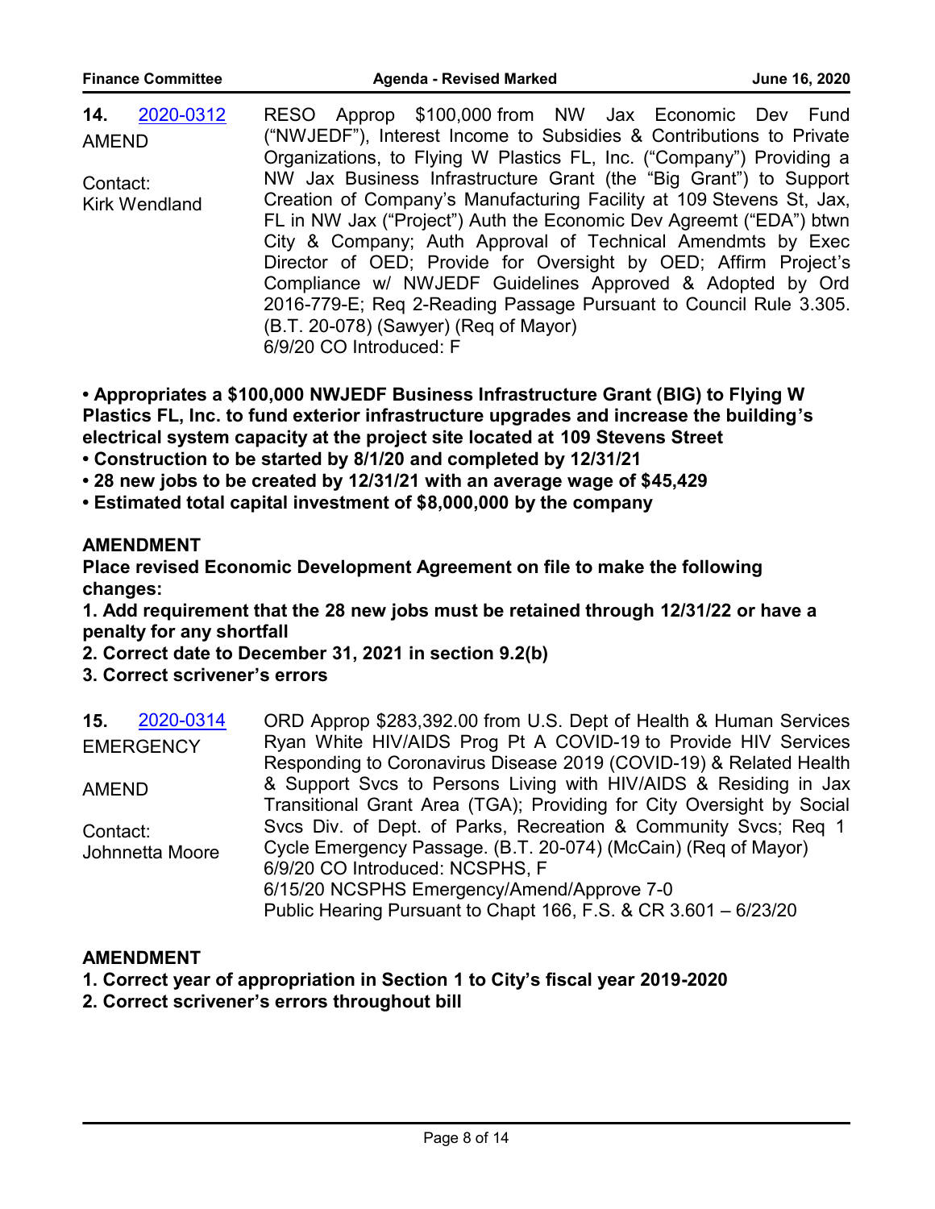**14.** [2020-0312](2020-0312)
AMEND

Contact:
Kirk Wendland

RESO Approp $100,000 from NW Jax Economic Dev Fund ("NWJEDF"), Interest Income to Subsidies & Contributions to Private Organizations, to Flying W Plastics FL, Inc. ("Company") Providing a NW Jax Business Infrastructure Grant (the "Big Grant") to Support Creation of Company's Manufacturing Facility at 109 Stevens St, Jax, FL in NW Jax ("Project") Auth the Economic Dev Agreemt ("EDA") btwn City & Company; Auth Approval of Technical Amendmts by Exec Director of OED; Provide for Oversight by OED; Affirm Project's Compliance w/ NWJEDF Guidelines Approved & Adopted by Ord 2016-779-E; Req 2-Reading Passage Pursuant to Council Rule 3.305. (B.T. 20-078) (Sawyer) (Req of Mayor)
6/9/20 CO Introduced: F

- **Appropriates a $100,000 NWJEDF Business Infrastructure Grant (BIG) to Flying W Plastics FL, Inc. to fund exterior infrastructure upgrades and increase the building's electrical system capacity at the project site located at 109 Stevens Street**
- **Construction to be started by 8/1/20 and completed by 12/31/21**
- **28 new jobs to be created by 12/31/21 with an average wage of $45,429**
- **Estimated total capital investment of $8,000,000 by the company**

**AMENDMENT**
**Place revised Economic Development Agreement on file to make the following changes:**
**1. Add requirement that the 28 new jobs must be retained through 12/31/22 or have a penalty for any shortfall**
**2. Correct date to December 31, 2021 in section 9.2(b)**
**3. Correct scrivener's errors**

**15.** [2020-0314](2020-0314)
EMERGENCY

AMEND

Contact:
Johnnetta Moore

ORD Approp $283,392.00 from U.S. Dept of Health & Human Services Ryan White HIV/AIDS Prog Pt A COVID-19 to Provide HIV Services Responding to Coronavirus Disease 2019 (COVID-19) & Related Health & Support Svcs to Persons Living with HIV/AIDS & Residing in Jax Transitional Grant Area (TGA); Providing for City Oversight by Social Svcs Div. of Dept. of Parks, Recreation & Community Svcs; Req 1 Cycle Emergency Passage. (B.T. 20-074) (McCain) (Req of Mayor)
6/9/20 CO Introduced: NCSPHS, F
6/15/20 NCSPHS Emergency/Amend/Approve 7-0
Public Hearing Pursuant to Chapt 166, F.S. & CR 3.601 – 6/23/20

**AMENDMENT**
**1. Correct year of appropriation in Section 1 to City's fiscal year 2019-2020**
**2. Correct scrivener's errors throughout bill**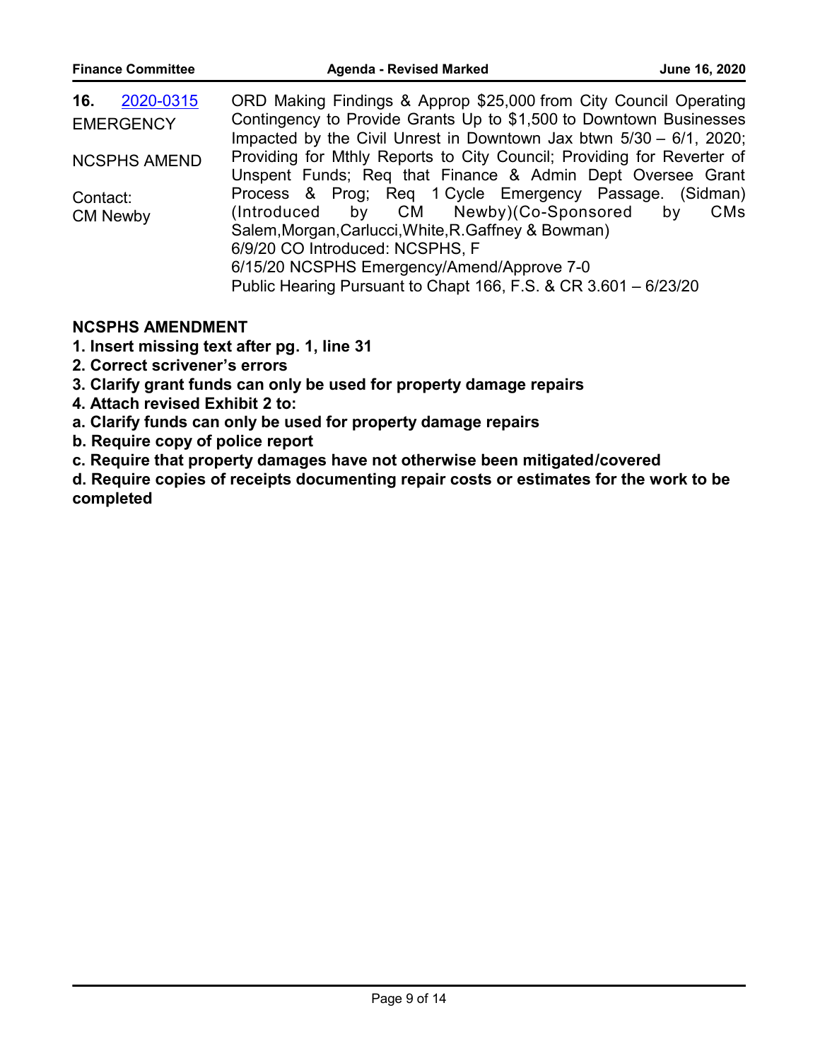**16.** 2020-0315

EMERGENCY

NCSPHS AMEND

Contact:
CM Newby

ORD Making Findings & Approp $25,000 from City Council Operating Contingency to Provide Grants Up to $1,500 to Downtown Businesses Impacted by the Civil Unrest in Downtown Jax btwn 5/30 – 6/1, 2020; Providing for Mthly Reports to City Council; Providing for Reverter of Unspent Funds; Req that Finance & Admin Dept Oversee Grant Process & Prog; Req 1 Cycle Emergency Passage. (Sidman) (Introduced by CM Newby)(Co-Sponsored by CMs Salem,Morgan,Carlucci,White,R.Gaffney & Bowman)
6/9/20 CO Introduced: NCSPHS, F
6/15/20 NCSPHS Emergency/Amend/Approve 7-0
Public Hearing Pursuant to Chapt 166, F.S. & CR 3.601 – 6/23/20

**NCSPHS AMENDMENT**

**1. Insert missing text after pg. 1, line 31**
**2. Correct scrivener's errors**
**3. Clarify grant funds can only be used for property damage repairs**
**4. Attach revised Exhibit 2 to:**
**a. Clarify funds can only be used for property damage repairs**
**b. Require copy of police report**
**c. Require that property damages have not otherwise been mitigated/covered**
**d. Require copies of receipts documenting repair costs or estimates for the work to be completed**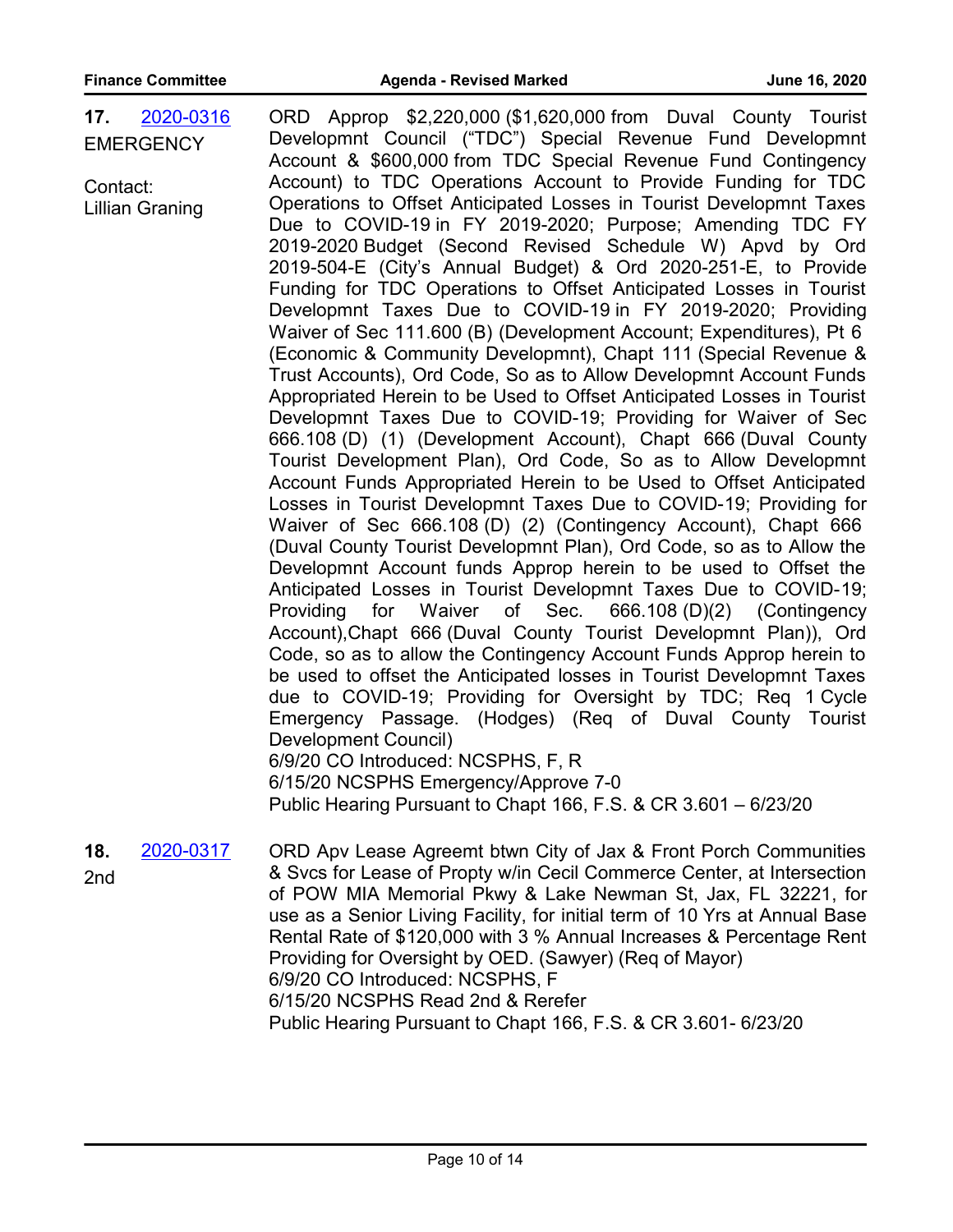**17.** 2020-0316
EMERGENCY

Contact:
Lillian Graning

ORD Approp $2,220,000 ($1,620,000 from Duval County Tourist Developmnt Council ("TDC") Special Revenue Fund Developmnt Account & $600,000 from TDC Special Revenue Fund Contingency Account) to TDC Operations Account to Provide Funding for TDC Operations to Offset Anticipated Losses in Tourist Developmnt Taxes Due to COVID-19 in FY 2019-2020; Purpose; Amending TDC FY 2019-2020 Budget (Second Revised Schedule W) Apvd by Ord 2019-504-E (City's Annual Budget) & Ord 2020-251-E, to Provide Funding for TDC Operations to Offset Anticipated Losses in Tourist Developmnt Taxes Due to COVID-19 in FY 2019-2020; Providing Waiver of Sec 111.600 (B) (Development Account; Expenditures), Pt 6 (Economic & Community Developmnt), Chapt 111 (Special Revenue & Trust Accounts), Ord Code, So as to Allow Developmnt Account Funds Appropriated Herein to be Used to Offset Anticipated Losses in Tourist Developmnt Taxes Due to COVID-19; Providing for Waiver of Sec 666.108 (D) (1) (Development Account), Chapt 666 (Duval County Tourist Development Plan), Ord Code, So as to Allow Developmnt Account Funds Appropriated Herein to be Used to Offset Anticipated Losses in Tourist Developmnt Taxes Due to COVID-19; Providing for Waiver of Sec 666.108 (D) (2) (Contingency Account), Chapt 666 (Duval County Tourist Developmnt Plan), Ord Code, so as to Allow the Developmnt Account funds Approp herein to be used to Offset the Anticipated Losses in Tourist Developmnt Taxes Due to COVID-19; Providing for Waiver of Sec. 666.108 (D)(2) (Contingency Account),Chapt 666 (Duval County Tourist Developmnt Plan)), Ord Code, so as to allow the Contingency Account Funds Approp herein to be used to offset the Anticipated losses in Tourist Developmnt Taxes due to COVID-19; Providing for Oversight by TDC; Req 1 Cycle Emergency Passage. (Hodges) (Req of Duval County Tourist Development Council)
6/9/20 CO Introduced: NCSPHS, F, R
6/15/20 NCSPHS Emergency/Approve 7-0
Public Hearing Pursuant to Chapt 166, F.S. & CR 3.601 – 6/23/20

**18.** 2020-0317
2nd

ORD Apv Lease Agreemt btwn City of Jax & Front Porch Communities & Svcs for Lease of Propty w/in Cecil Commerce Center, at Intersection of POW MIA Memorial Pkwy & Lake Newman St, Jax, FL 32221, for use as a Senior Living Facility, for initial term of 10 Yrs at Annual Base Rental Rate of $120,000 with 3 % Annual Increases & Percentage Rent Providing for Oversight by OED. (Sawyer) (Req of Mayor)
6/9/20 CO Introduced: NCSPHS, F
6/15/20 NCSPHS Read 2nd & Rerefer
Public Hearing Pursuant to Chapt 166, F.S. & CR 3.601- 6/23/20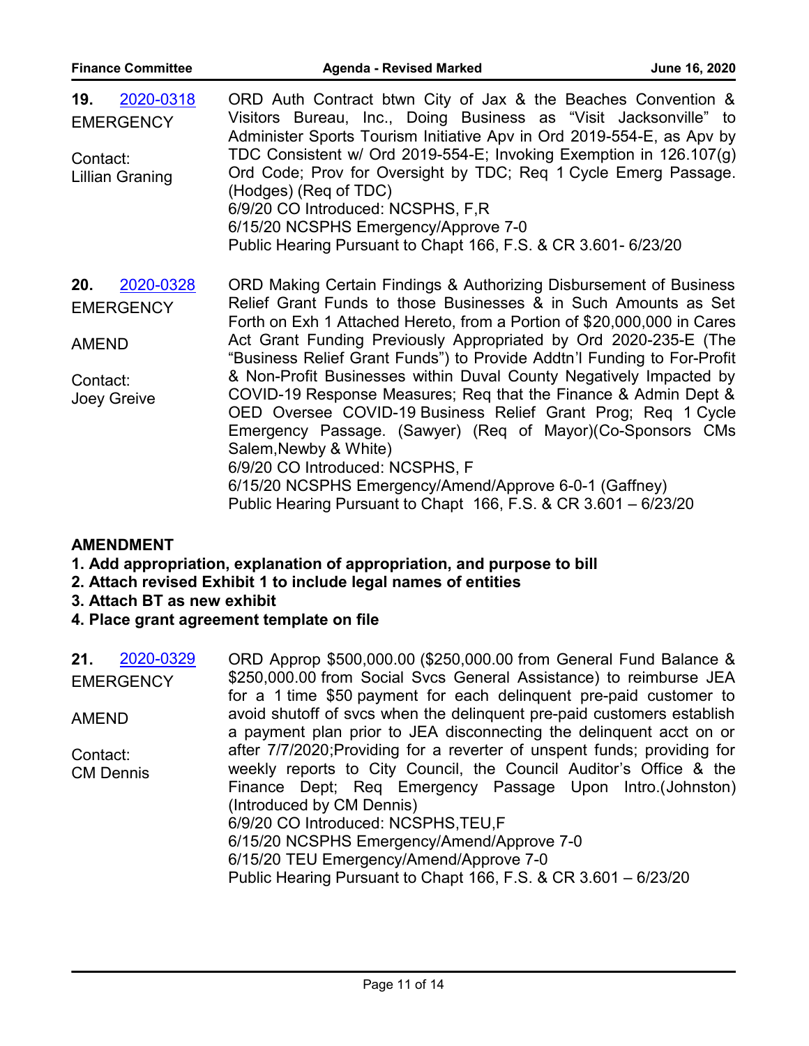| | |
|---|---|
| **19.** 2020-0318<br>EMERGENCY<br><br>Contact:<br>Lillian Graning | ORD Auth Contract btwn City of Jax & the Beaches Convention & Visitors Bureau, Inc., Doing Business as "Visit Jacksonville" to Administer Sports Tourism Initiative Apv in Ord 2019-554-E, as Apv by TDC Consistent w/ Ord 2019-554-E; Invoking Exemption in 126.107(g) Ord Code; Prov for Oversight by TDC; Req 1 Cycle Emerg Passage. (Hodges) (Req of TDC)<br>6/9/20 CO Introduced: NCSPHS, F,R<br>6/15/20 NCSPHS Emergency/Approve 7-0<br>Public Hearing Pursuant to Chapt 166, F.S. & CR 3.601- 6/23/20 |
| **20.** 2020-0328<br>EMERGENCY<br><br>AMEND<br><br>Contact:<br>Joey Greive | ORD Making Certain Findings & Authorizing Disbursement of Business Relief Grant Funds to those Businesses & in Such Amounts as Set Forth on Exh 1 Attached Hereto, from a Portion of $20,000,000 in Cares Act Grant Funding Previously Appropriated by Ord 2020-235-E (The "Business Relief Grant Funds") to Provide Addtn'l Funding to For-Profit & Non-Profit Businesses within Duval County Negatively Impacted by COVID-19 Response Measures; Req that the Finance & Admin Dept & OED Oversee COVID-19 Business Relief Grant Prog; Req 1 Cycle Emergency Passage. (Sawyer) (Req of Mayor)(Co-Sponsors CMs Salem,Newby & White)<br>6/9/20 CO Introduced: NCSPHS, F<br>6/15/20 NCSPHS Emergency/Amend/Approve 6-0-1 (Gaffney)<br>Public Hearing Pursuant to Chapt 166, F.S. & CR 3.601 – 6/23/20 |

**AMENDMENT**

**1. Add appropriation, explanation of appropriation, and purpose to bill**
**2. Attach revised Exhibit 1 to include legal names of entities**
**3. Attach BT as new exhibit**
**4. Place grant agreement template on file**

| | |
|---|---|
| **21.** 2020-0329<br>EMERGENCY<br><br>AMEND<br><br>Contact:<br>CM Dennis | ORD Approp $500,000.00 ($250,000.00 from General Fund Balance & $250,000.00 from Social Svcs General Assistance) to reimburse JEA for a 1 time $50 payment for each delinquent pre-paid customer to avoid shutoff of svcs when the delinquent pre-paid customers establish a payment plan prior to JEA disconnecting the delinquent acct on or after 7/7/2020;Providing for a reverter of unspent funds; providing for weekly reports to City Council, the Council Auditor's Office & the Finance Dept; Req Emergency Passage Upon Intro.(Johnston) (Introduced by CM Dennis)<br>6/9/20 CO Introduced: NCSPHS,TEU,F<br>6/15/20 NCSPHS Emergency/Amend/Approve 7-0<br>6/15/20 TEU Emergency/Amend/Approve 7-0<br>Public Hearing Pursuant to Chapt 166, F.S. & CR 3.601 – 6/23/20 |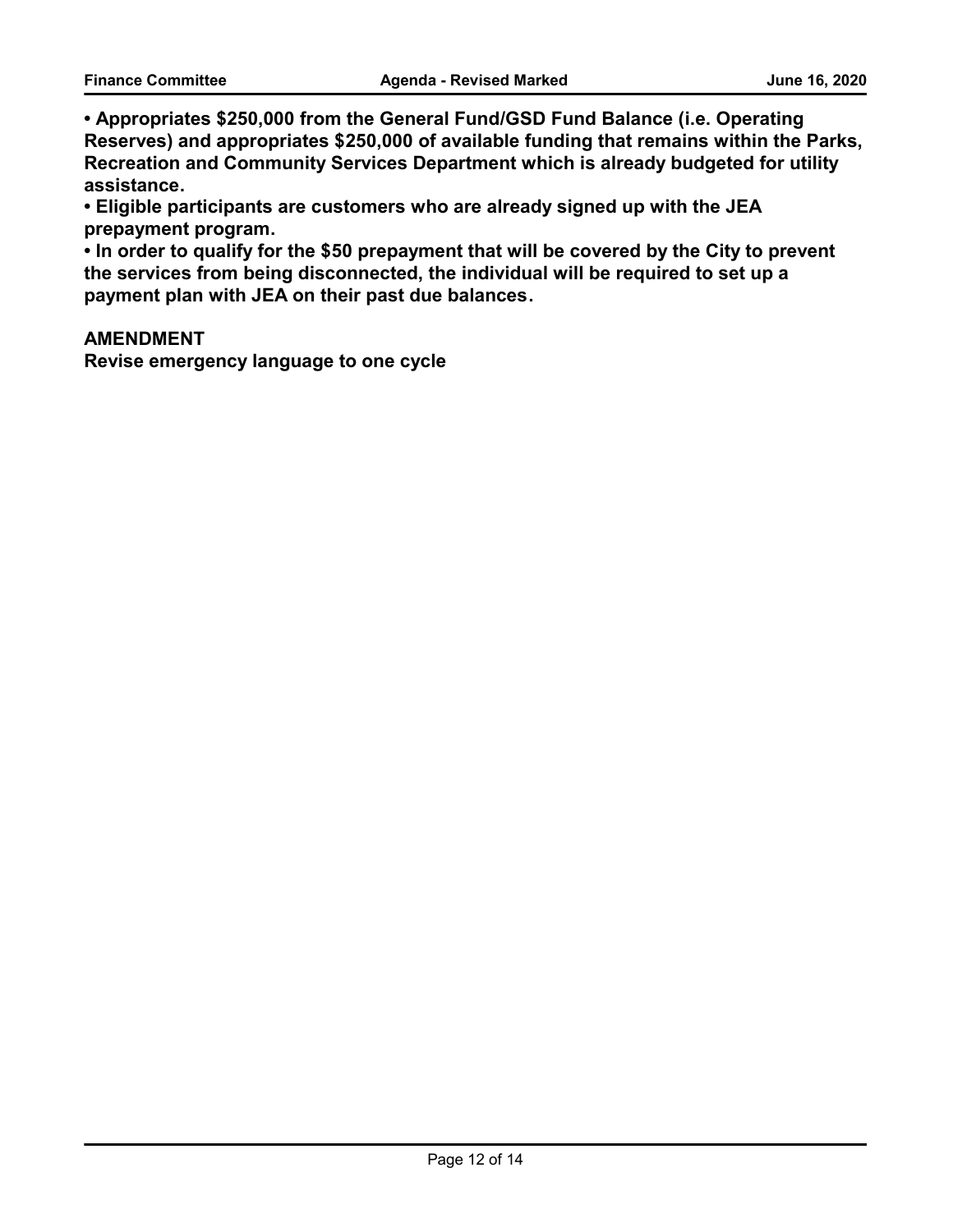**• Appropriates $250,000 from the General Fund/GSD Fund Balance (i.e. Operating Reserves) and appropriates $250,000 of available funding that remains within the Parks, Recreation and Community Services Department which is already budgeted for utility assistance.**
**• Eligible participants are customers who are already signed up with the JEA prepayment program.**
**• In order to qualify for the $50 prepayment that will be covered by the City to prevent the services from being disconnected, the individual will be required to set up a payment plan with JEA on their past due balances.**

**AMENDMENT**
**Revise emergency language to one cycle**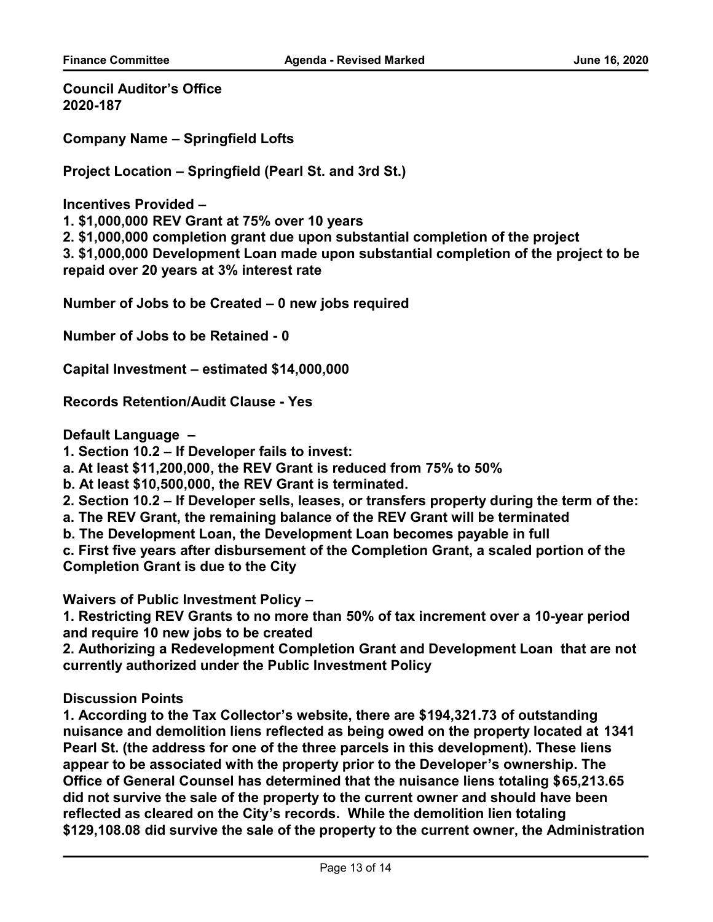**Council Auditor's Office**
**2020-187**

**Company Name – Springfield Lofts**

**Project Location – Springfield (Pearl St. and 3rd St.)**

**Incentives Provided –**
**1. $1,000,000 REV Grant at 75% over 10 years**
**2. $1,000,000 completion grant due upon substantial completion of the project**
**3. $1,000,000 Development Loan made upon substantial completion of the project to be repaid over 20 years at 3% interest rate**

**Number of Jobs to be Created – 0 new jobs required**

**Number of Jobs to be Retained - 0**

**Capital Investment – estimated $14,000,000**

**Records Retention/Audit Clause - Yes**

**Default Language –**
**1. Section 10.2 – If Developer fails to invest:**
**a. At least $11,200,000, the REV Grant is reduced from 75% to 50%**
**b. At least $10,500,000, the REV Grant is terminated.**
**2. Section 10.2 – If Developer sells, leases, or transfers property during the term of the:**
**a. The REV Grant, the remaining balance of the REV Grant will be terminated**
**b. The Development Loan, the Development Loan becomes payable in full**
**c. First five years after disbursement of the Completion Grant, a scaled portion of the Completion Grant is due to the City**

**Waivers of Public Investment Policy –**
**1. Restricting REV Grants to no more than 50% of tax increment over a 10-year period and require 10 new jobs to be created**
**2. Authorizing a Redevelopment Completion Grant and Development Loan that are not currently authorized under the Public Investment Policy**

**Discussion Points**
**1. According to the Tax Collector's website, there are $194,321.73 of outstanding nuisance and demolition liens reflected as being owed on the property located at 1341 Pearl St. (the address for one of the three parcels in this development). These liens appear to be associated with the property prior to the Developer's ownership. The Office of General Counsel has determined that the nuisance liens totaling $65,213.65 did not survive the sale of the property to the current owner and should have been reflected as cleared on the City's records. While the demolition lien totaling $129,108.08 did survive the sale of the property to the current owner, the Administration**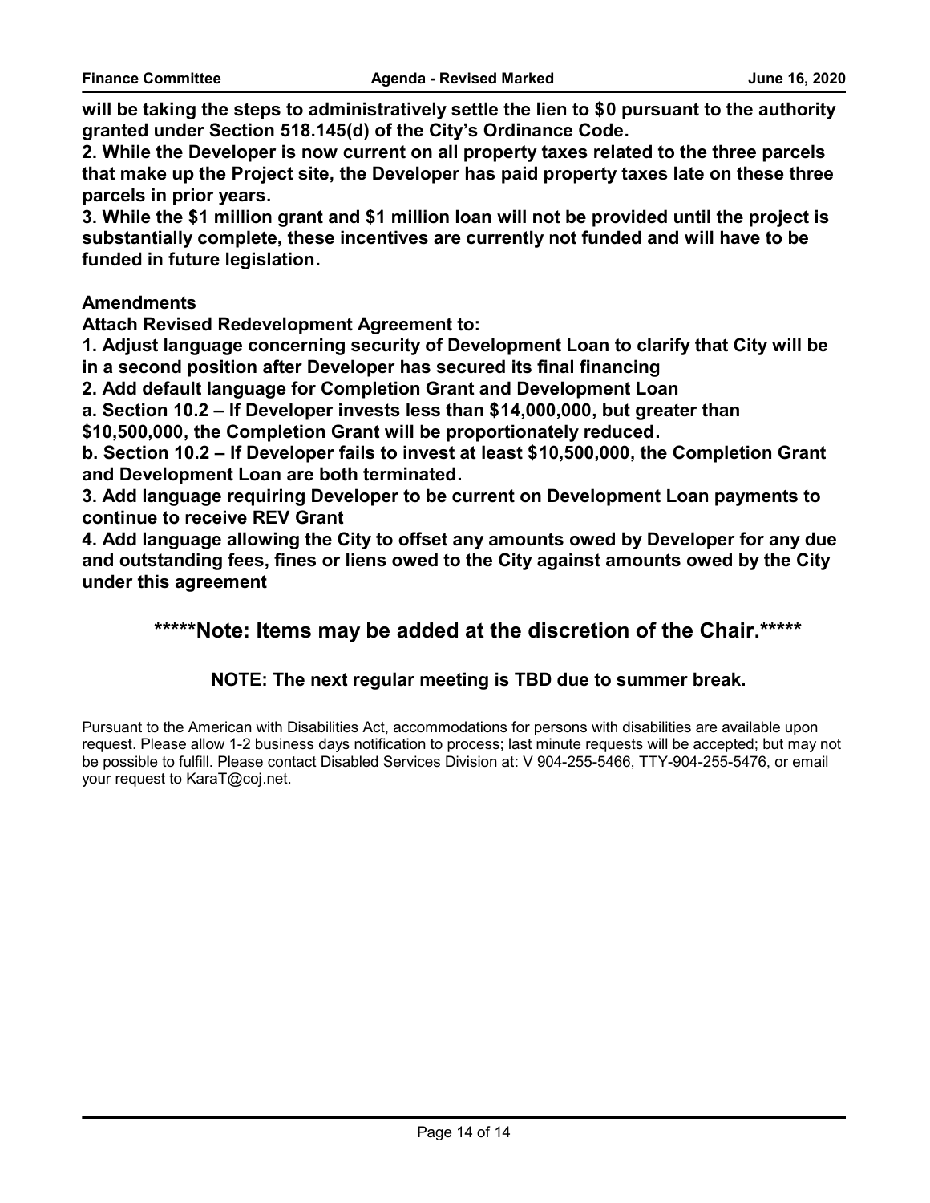**will be taking the steps to administratively settle the lien to $0 pursuant to the authority granted under Section 518.145(d) of the City's Ordinance Code.**

**2. While the Developer is now current on all property taxes related to the three parcels that make up the Project site, the Developer has paid property taxes late on these three parcels in prior years.**

**3. While the $1 million grant and $1 million loan will not be provided until the project is substantially complete, these incentives are currently not funded and will have to be funded in future legislation.**

**Amendments**

**Attach Revised Redevelopment Agreement to:**

**1. Adjust language concerning security of Development Loan to clarify that City will be in a second position after Developer has secured its final financing**

**2. Add default language for Completion Grant and Development Loan**

**a. Section 10.2 – If Developer invests less than $14,000,000, but greater than $10,500,000, the Completion Grant will be proportionately reduced.**

**b. Section 10.2 – If Developer fails to invest at least $10,500,000, the Completion Grant and Development Loan are both terminated.**

**3. Add language requiring Developer to be current on Development Loan payments to continue to receive REV Grant**

**4. Add language allowing the City to offset any amounts owed by Developer for any due and outstanding fees, fines or liens owed to the City against amounts owed by the City under this agreement**

**\*\*\*\*\*Note: Items may be added at the discretion of the Chair.\*\*\*\*\***

**NOTE: The next regular meeting is TBD due to summer break.**

Pursuant to the American with Disabilities Act, accommodations for persons with disabilities are available upon request. Please allow 1-2 business days notification to process; last minute requests will be accepted; but may not be possible to fulfill. Please contact Disabled Services Division at: V 904-255-5466, TTY-904-255-5476, or email your request to KaraT@coj.net.